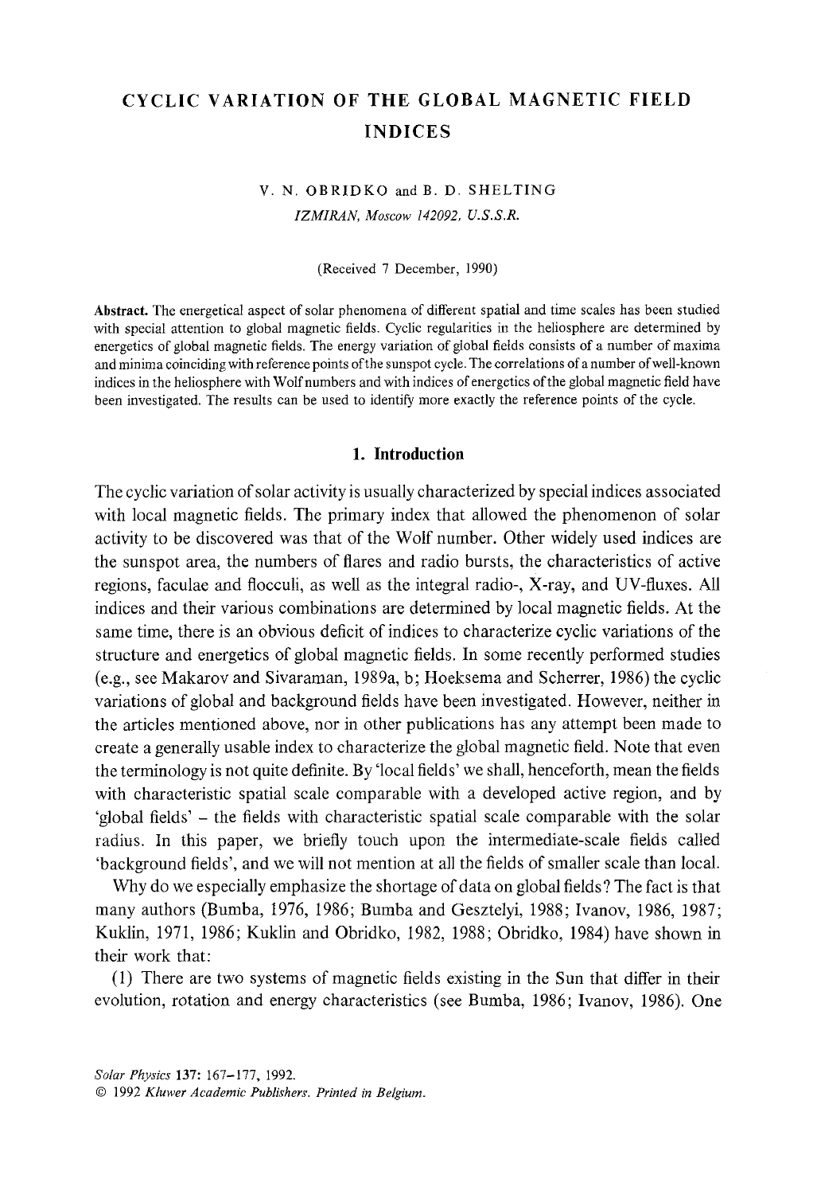# CYCLIC VARIATION OF THE GLOBAL MAGNETIC FIELD INDICES

V. N. OBRIDKO and B. D. SHELTING

*IZMIRAN, Moscow 142092, U.S.S.R.*

(Received 7 December, 1990)

**Abstract.** The energetical aspect of solar phenomena of different spatial and time scales has been studied with special attention to global magnetic fields. Cyclic regularities in the heliosphere are determined by energetics of global magnetic fields. The energy variation of global fields consists of a number of maxima and minima coinciding with reference points of the sunspot cycle. The correlations of a number of well-known indices in the heliosphere with Wolf numbers and with indices of energetics of the global magnetic field have been investigated. The results can be used to identify more exactly the reference points of the cycle.

## 1. Introduction

The cyclic variation of solar activity is usually characterized by special indices associated with local magnetic fields. The primary index that allowed the phenomenon of solar activity to be discovered was that of the Wolf number. Other widely used indices are the sunspot area, the numbers of flares and radio bursts, the characteristics of active regions, faculae and flocculi, as well as the integral radio-, X-ray, and UV-fluxes. All indices and their various combinations are determined by local magnetic fields. At the same time, there is an obvious deficit of indices to characterize cyclic variations of the structure and energetics of global magnetic fields. In some recently performed studies (e.g., see Makarov and Sivaraman, 1989a, b; Hoeksema and Scherrer, 1986) the cyclic variations of global and background fields have been investigated. However, neither in the articles mentioned above, nor in other publications has any attempt been made to create a generally usable index to characterize the global magnetic field. Note that even the terminology is not quite definite. By 'local fields' we shall, henceforth, mean the fields with characteristic spatial scale comparable with a developed active region, and by 'global fields' – the fields with characteristic spatial scale comparable with the solar radius. In this paper, we briefly touch upon the intermediate-scale fields called 'background fields', and we will not mention at all the fields of smaller scale than local.

Why do we especially emphasize the shortage of data on global fields? The fact is that many authors (Bumba, 1976, 1986; Bumba and Gesztelyi, 1988; Ivanov, 1986, 1987; Kuklin, 1971, 1986; Kuklin and Obridko, 1982, 1988; Obridko, 1984) have shown in their work that:

(1) There are two systems of magnetic fields existing in the Sun that differ in their evolution, rotation and energy characteristics (see Bumba, 1986; Ivanov, 1986). One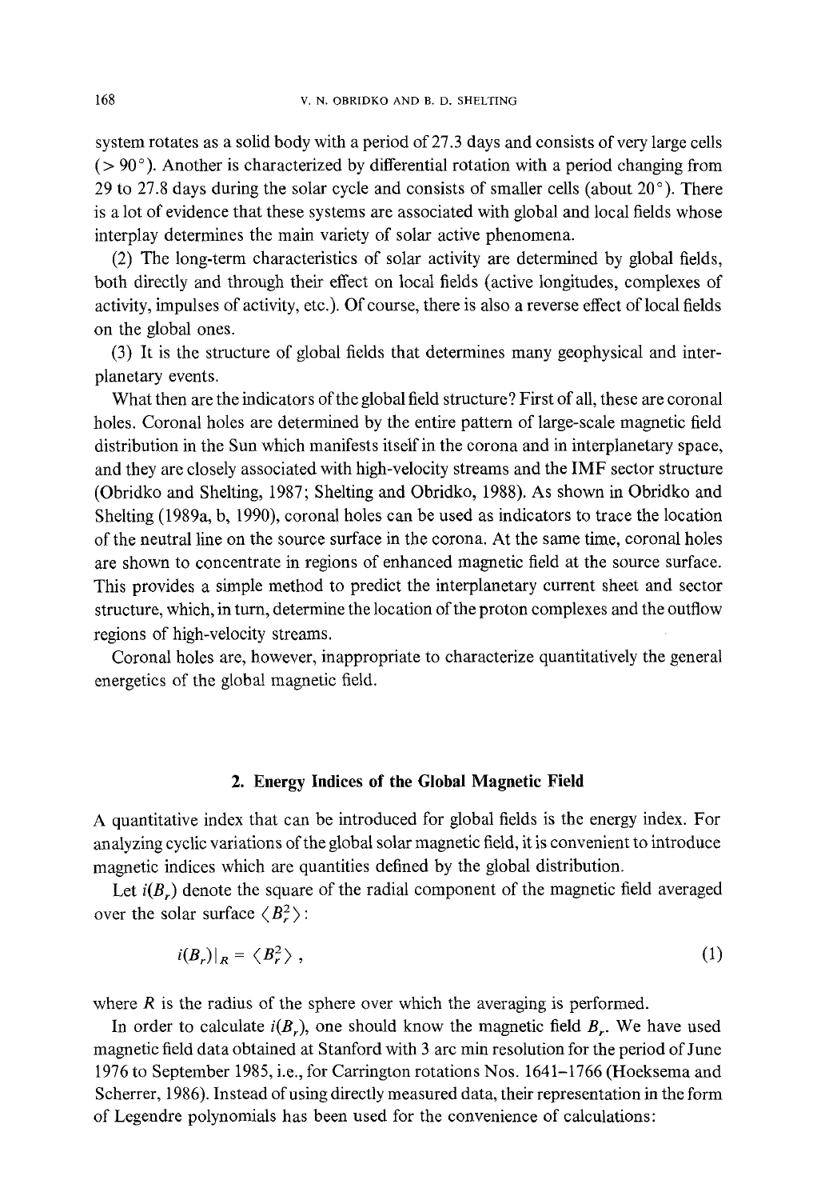system rotates as a solid body with a period of 27.3 days and consists of very large cells ($> 90°$). Another is characterized by differential rotation with a period changing from 29 to 27.8 days during the solar cycle and consists of smaller cells (about $20°$). There is a lot of evidence that these systems are associated with global and local fields whose interplay determines the main variety of solar active phenomena.

(2) The long-term characteristics of solar activity are determined by global fields, both directly and through their effect on local fields (active longitudes, complexes of activity, impulses of activity, etc.). Of course, there is also a reverse effect of local fields on the global ones.

(3) It is the structure of global fields that determines many geophysical and interplanetary events.

What then are the indicators of the global field structure? First of all, these are coronal holes. Coronal holes are determined by the entire pattern of large-scale magnetic field distribution in the Sun which manifests itself in the corona and in interplanetary space, and they are closely associated with high-velocity streams and the IMF sector structure (Obridko and Shelting, 1987; Shelting and Obridko, 1988). As shown in Obridko and Shelting (1989a, b, 1990), coronal holes can be used as indicators to trace the location of the neutral line on the source surface in the corona. At the same time, coronal holes are shown to concentrate in regions of enhanced magnetic field at the source surface. This provides a simple method to predict the interplanetary current sheet and sector structure, which, in turn, determine the location of the proton complexes and the outflow regions of high-velocity streams.

Coronal holes are, however, inappropriate to characterize quantitatively the general energetics of the global magnetic field.

## 2. Energy Indices of the Global Magnetic Field

A quantitative index that can be introduced for global fields is the energy index. For analyzing cyclic variations of the global solar magnetic field, it is convenient to introduce magnetic indices which are quantities defined by the global distribution.

Let $i(B_r)$ denote the square of the radial component of the magnetic field averaged over the solar surface $\langle B_r^2 \rangle$:

$$i(B_r)|_R = \langle B_r^2 \rangle \,, \tag{1}$$

where $R$ is the radius of the sphere over which the averaging is performed.

In order to calculate $i(B_r)$, one should know the magnetic field $B_r$. We have used magnetic field data obtained at Stanford with 3 arc min resolution for the period of June 1976 to September 1985, i.e., for Carrington rotations Nos. 1641–1766 (Hoeksema and Scherrer, 1986). Instead of using directly measured data, their representation in the form of Legendre polynomials has been used for the convenience of calculations: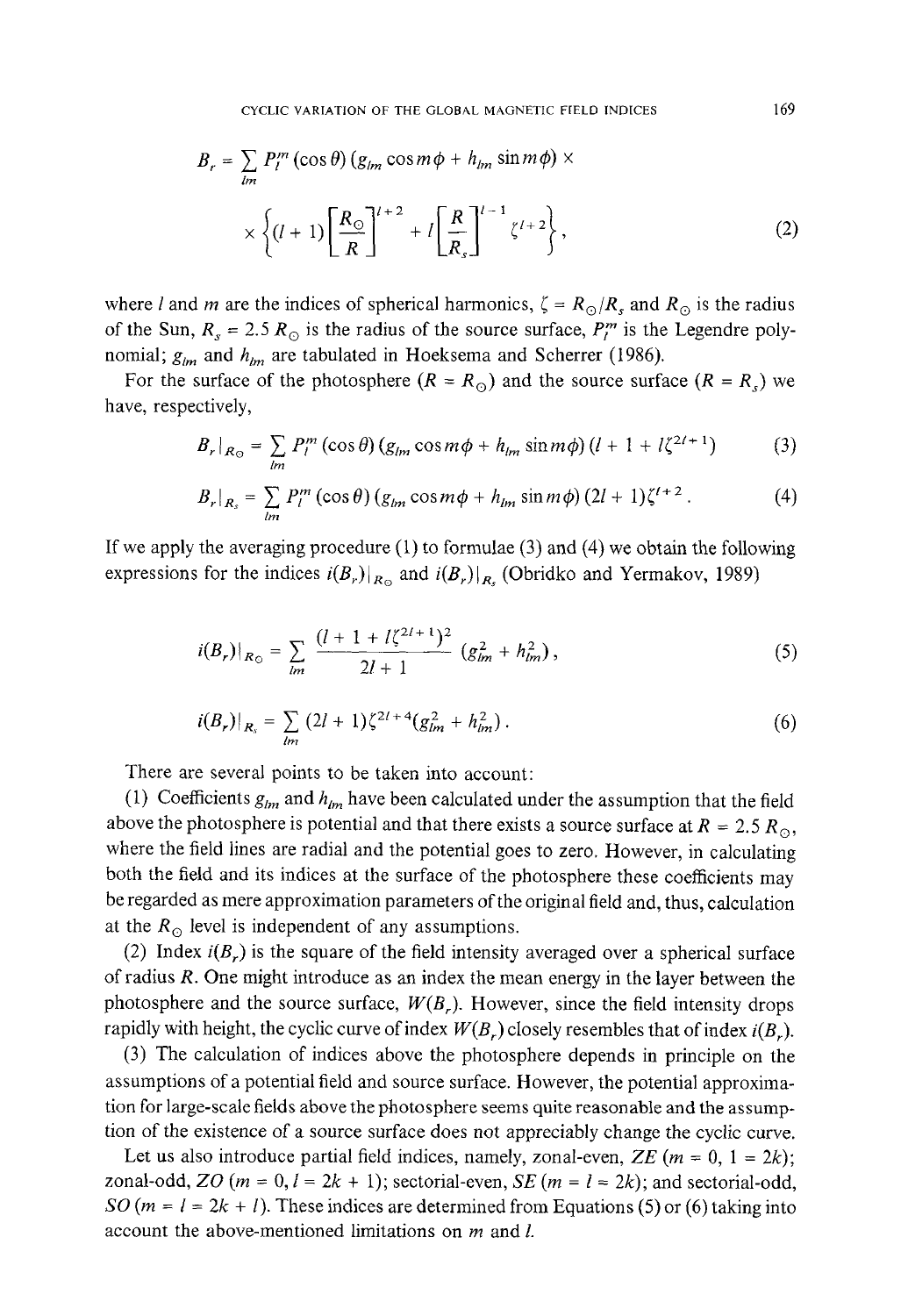$$B_r = \sum_{lm} P_l^m(\cos\theta)\,(g_{lm}\cos m\phi + h_{lm}\sin m\phi) \times$$

$$\times \left\{(l+1)\left[\frac{R_\odot}{R}\right]^{l+2} + l\left[\frac{R}{R_s}\right]^{l-1}\zeta^{l+2}\right\}, \tag{2}$$

where $l$ and $m$ are the indices of spherical harmonics, $\zeta = R_\odot/R_s$ and $R_\odot$ is the radius of the Sun, $R_s = 2.5\,R_\odot$ is the radius of the source surface, $P_l^m$ is the Legendre polynomial; $g_{lm}$ and $h_{lm}$ are tabulated in Hoeksema and Scherrer (1986).

For the surface of the photosphere ($R = R_\odot$) and the source surface ($R = R_s$) we have, respectively,

$$B_r|_{R_\odot} = \sum_{lm} P_l^m(\cos\theta)\,(g_{lm}\cos m\phi + h_{lm}\sin m\phi)\,(l + 1 + l\zeta^{2l+1}) \tag{3}$$

$$B_r|_{R_s} = \sum_{lm} P_l^m(\cos\theta)\,(g_{lm}\cos m\phi + h_{lm}\sin m\phi)\,(2l+1)\zeta^{l+2}\,. \tag{4}$$

If we apply the averaging procedure (1) to formulae (3) and (4) we obtain the following expressions for the indices $i(B_r)|_{R_\odot}$ and $i(B_r)|_{R_s}$ (Obridko and Yermakov, 1989)

$$i(B_r)|_{R_\odot} = \sum_{lm} \frac{(l + 1 + l\zeta^{2l+1})^2}{2l+1}\,(g_{lm}^2 + h_{lm}^2)\,, \tag{5}$$

$$i(B_r)|_{R_s} = \sum_{lm} (2l+1)\zeta^{2l+4}(g_{lm}^2 + h_{lm}^2)\,. \tag{6}$$

There are several points to be taken into account:

(1) Coefficients $g_{lm}$ and $h_{lm}$ have been calculated under the assumption that the field above the photosphere is potential and that there exists a source surface at $R = 2.5\,R_\odot$, where the field lines are radial and the potential goes to zero. However, in calculating both the field and its indices at the surface of the photosphere these coefficients may be regarded as mere approximation parameters of the original field and, thus, calculation at the $R_\odot$ level is independent of any assumptions.

(2) Index $i(B_r)$ is the square of the field intensity averaged over a spherical surface of radius $R$. One might introduce as an index the mean energy in the layer between the photosphere and the source surface, $W(B_r)$. However, since the field intensity drops rapidly with height, the cyclic curve of index $W(B_r)$ closely resembles that of index $i(B_r)$.

(3) The calculation of indices above the photosphere depends in principle on the assumptions of a potential field and source surface. However, the potential approximation for large-scale fields above the photosphere seems quite reasonable and the assumption of the existence of a source surface does not appreciably change the cyclic curve.

Let us also introduce partial field indices, namely, zonal-even, *ZE* ($m = 0$, $1 = 2k$); zonal-odd, *ZO* ($m = 0$, $l = 2k + 1$); sectorial-even, *SE* ($m = l = 2k$); and sectorial-odd, *SO* ($m = l = 2k + l$). These indices are determined from Equations (5) or (6) taking into account the above-mentioned limitations on $m$ and $l$.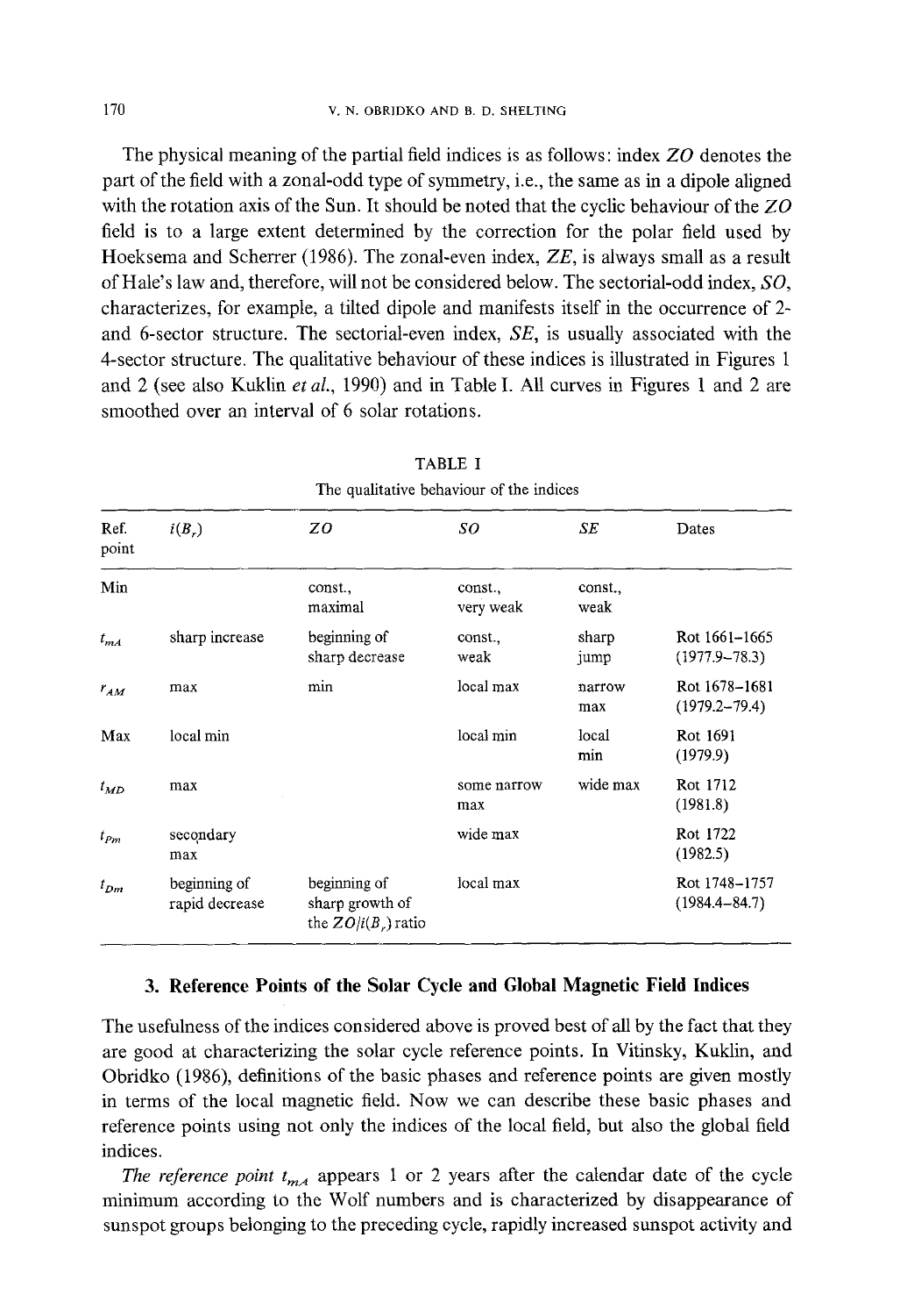The physical meaning of the partial field indices is as follows: index *ZO* denotes the part of the field with a zonal-odd type of symmetry, i.e., the same as in a dipole aligned with the rotation axis of the Sun. It should be noted that the cyclic behaviour of the *ZO* field is to a large extent determined by the correction for the polar field used by Hoeksema and Scherrer (1986). The zonal-even index, *ZE*, is always small as a result of Hale's law and, therefore, will not be considered below. The sectorial-odd index, *SO*, characterizes, for example, a tilted dipole and manifests itself in the occurrence of 2- and 6-sector structure. The sectorial-even index, *SE*, is usually associated with the 4-sector structure. The qualitative behaviour of these indices is illustrated in Figures 1 and 2 (see also Kuklin *et al.*, 1990) and in Table I. All curves in Figures 1 and 2 are smoothed over an interval of 6 solar rotations.

TABLE I

The qualitative behaviour of the indices

| Ref. point | $i(B_r)$ | *ZO* | *SO* | *SE* | Dates |
|---|---|---|---|---|---|
| Min | | const., maximal | const., very weak | const., weak | |
| $t_{mA}$ | sharp increase | beginning of sharp decrease | const., weak | sharp jump | Rot 1661–1665 (1977.9–78.3) |
| $t_{AM}$ | max | min | local max | narrow max | Rot 1678–1681 (1979.2–79.4) |
| Max | local min | | local min | local min | Rot 1691 (1979.9) |
| $t_{MD}$ | max | | some narrow max | wide max | Rot 1712 (1981.8) |
| $t_{Pm}$ | secondary max | | wide max | | Rot 1722 (1982.5) |
| $t_{Dm}$ | beginning of rapid decrease | beginning of sharp growth of the $ZO/i(B_r)$ ratio | local max | | Rot 1748–1757 (1984.4–84.7) |

### 3. Reference Points of the Solar Cycle and Global Magnetic Field Indices

The usefulness of the indices considered above is proved best of all by the fact that they are good at characterizing the solar cycle reference points. In Vitinsky, Kuklin, and Obridko (1986), definitions of the basic phases and reference points are given mostly in terms of the local magnetic field. Now we can describe these basic phases and reference points using not only the indices of the local field, but also the global field indices.

*The reference point* $t_{mA}$ appears 1 or 2 years after the calendar date of the cycle minimum according to the Wolf numbers and is characterized by disappearance of sunspot groups belonging to the preceding cycle, rapidly increased sunspot activity and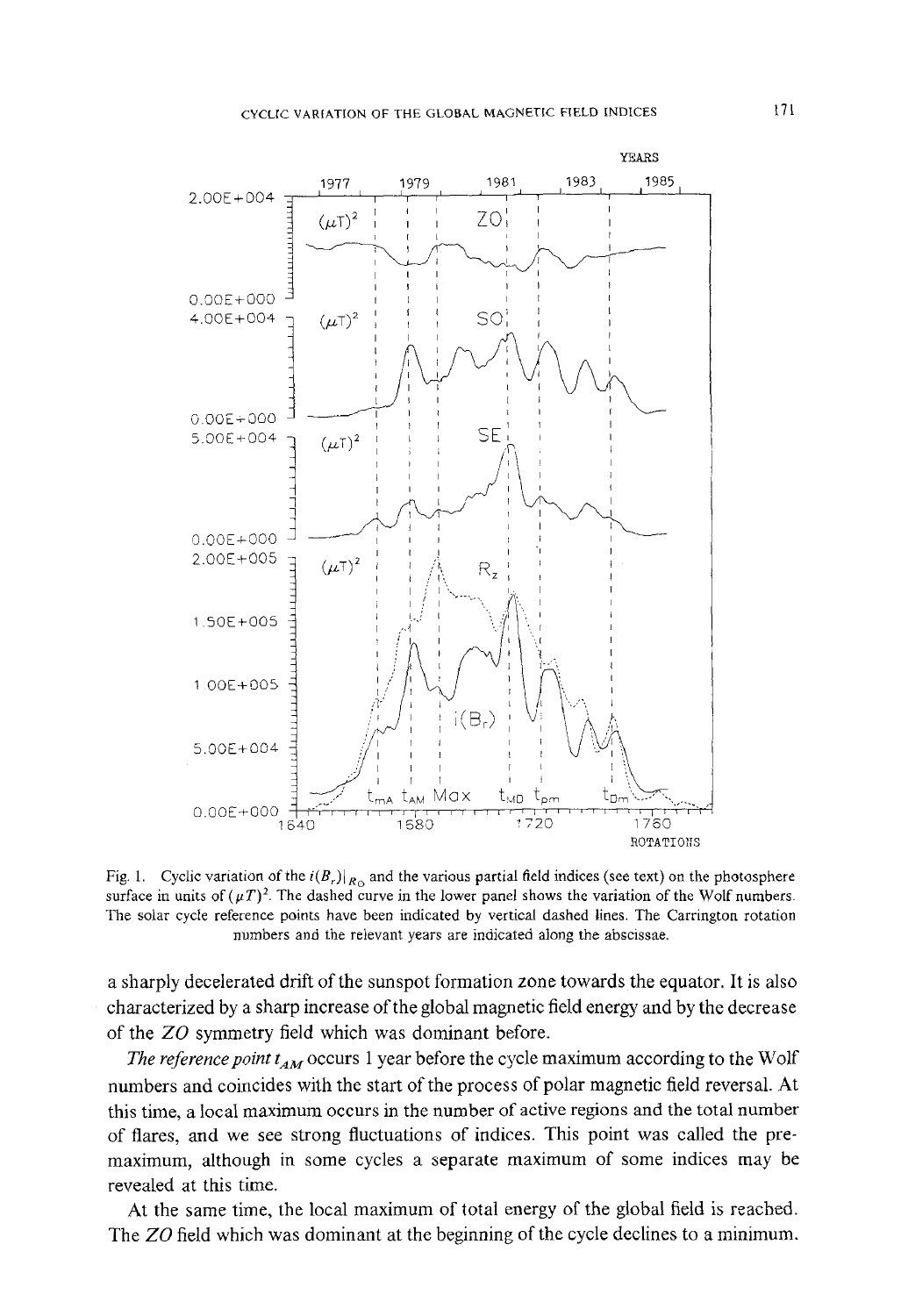Fig. 1. Cyclic variation of the $i(B_r)|_{R_\odot}$ and the various partial field indices (see text) on the photosphere surface in units of $(\mu T)^2$. The dashed curve in the lower panel shows the variation of the Wolf numbers. The solar cycle reference points have been indicated by vertical dashed lines. The Carrington rotation numbers and the relevant years are indicated along the abscissae.

a sharply decelerated drift of the sunspot formation zone towards the equator. It is also characterized by a sharp increase of the global magnetic field energy and by the decrease of the *ZO* symmetry field which was dominant before.

*The reference point* $t_{AM}$ occurs 1 year before the cycle maximum according to the Wolf numbers and coincides with the start of the process of polar magnetic field reversal. At this time, a local maximum occurs in the number of active regions and the total number of flares, and we see strong fluctuations of indices. This point was called the pre-maximum, although in some cycles a separate maximum of some indices may be revealed at this time.

At the same time, the local maximum of total energy of the global field is reached. The *ZO* field which was dominant at the beginning of the cycle declines to a minimum.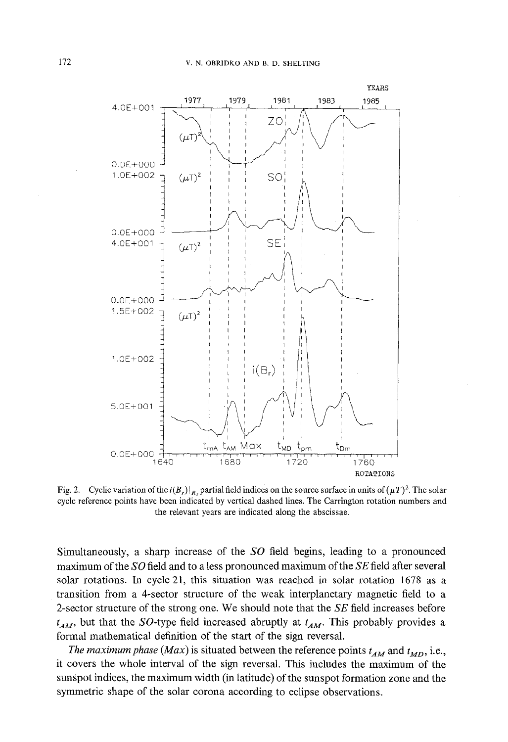Fig. 2. Cyclic variation of the $i(B_r)|_{R_s}$ partial field indices on the source surface in units of $(\mu T)^2$. The solar cycle reference points have been indicated by vertical dashed lines. The Carrington rotation numbers and the relevant years are indicated along the abscissae.

Simultaneously, a sharp increase of the *SO* field begins, leading to a pronounced maximum of the *SO* field and to a less pronounced maximum of the *SE* field after several solar rotations. In cycle 21, this situation was reached in solar rotation 1678 as a transition from a 4-sector structure of the weak interplanetary magnetic field to a 2-sector structure of the strong one. We should note that the *SE* field increases before $t_{AM}$, but that the *SO*-type field increased abruptly at $t_{AM}$. This probably provides a formal mathematical definition of the start of the sign reversal.

*The maximum phase (Max)* is situated between the reference points $t_{AM}$ and $t_{MD}$, i.e., it covers the whole interval of the sign reversal. This includes the maximum of the sunspot indices, the maximum width (in latitude) of the sunspot formation zone and the symmetric shape of the solar corona according to eclipse observations.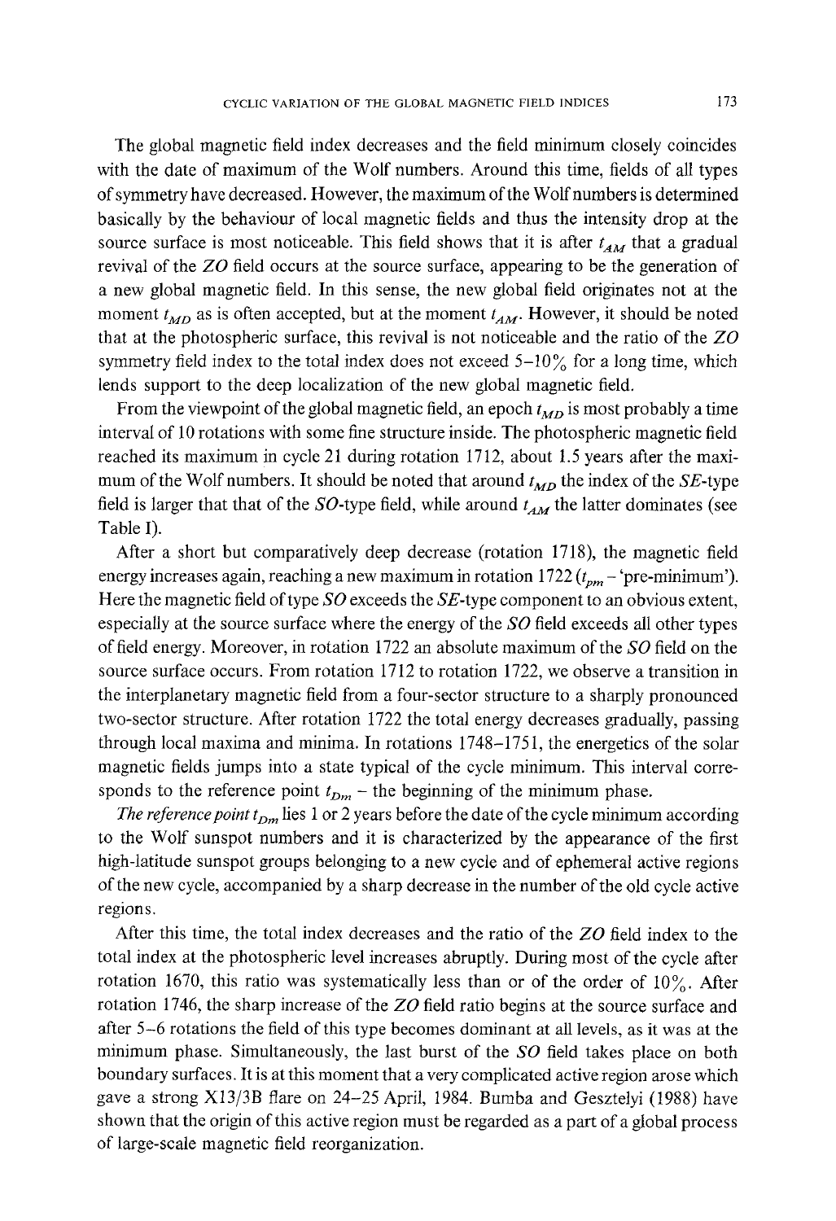The global magnetic field index decreases and the field minimum closely coincides with the date of maximum of the Wolf numbers. Around this time, fields of all types of symmetry have decreased. However, the maximum of the Wolf numbers is determined basically by the behaviour of local magnetic fields and thus the intensity drop at the source surface is most noticeable. This field shows that it is after $t_{AM}$ that a gradual revival of the *ZO* field occurs at the source surface, appearing to be the generation of a new global magnetic field. In this sense, the new global field originates not at the moment $t_{MD}$ as is often accepted, but at the moment $t_{AM}$. However, it should be noted that at the photospheric surface, this revival is not noticeable and the ratio of the *ZO* symmetry field index to the total index does not exceed 5–10% for a long time, which lends support to the deep localization of the new global magnetic field.

From the viewpoint of the global magnetic field, an epoch $t_{MD}$ is most probably a time interval of 10 rotations with some fine structure inside. The photospheric magnetic field reached its maximum in cycle 21 during rotation 1712, about 1.5 years after the maximum of the Wolf numbers. It should be noted that around $t_{MD}$ the index of the *SE*-type field is larger that that of the *SO*-type field, while around $t_{AM}$ the latter dominates (see Table I).

After a short but comparatively deep decrease (rotation 1718), the magnetic field energy increases again, reaching a new maximum in rotation 1722 ($t_{pm}$ – 'pre-minimum'). Here the magnetic field of type *SO* exceeds the *SE*-type component to an obvious extent, especially at the source surface where the energy of the *SO* field exceeds all other types of field energy. Moreover, in rotation 1722 an absolute maximum of the *SO* field on the source surface occurs. From rotation 1712 to rotation 1722, we observe a transition in the interplanetary magnetic field from a four-sector structure to a sharply pronounced two-sector structure. After rotation 1722 the total energy decreases gradually, passing through local maxima and minima. In rotations 1748–1751, the energetics of the solar magnetic fields jumps into a state typical of the cycle minimum. This interval corresponds to the reference point $t_{Dm}$ – the beginning of the minimum phase.

*The reference point* $t_{Dm}$ lies 1 or 2 years before the date of the cycle minimum according to the Wolf sunspot numbers and it is characterized by the appearance of the first high-latitude sunspot groups belonging to a new cycle and of ephemeral active regions of the new cycle, accompanied by a sharp decrease in the number of the old cycle active regions.

After this time, the total index decreases and the ratio of the *ZO* field index to the total index at the photospheric level increases abruptly. During most of the cycle after rotation 1670, this ratio was systematically less than or of the order of 10%. After rotation 1746, the sharp increase of the *ZO* field ratio begins at the source surface and after 5–6 rotations the field of this type becomes dominant at all levels, as it was at the minimum phase. Simultaneously, the last burst of the *SO* field takes place on both boundary surfaces. It is at this moment that a very complicated active region arose which gave a strong X13/3B flare on 24–25 April, 1984. Bumba and Gesztelyi (1988) have shown that the origin of this active region must be regarded as a part of a global process of large-scale magnetic field reorganization.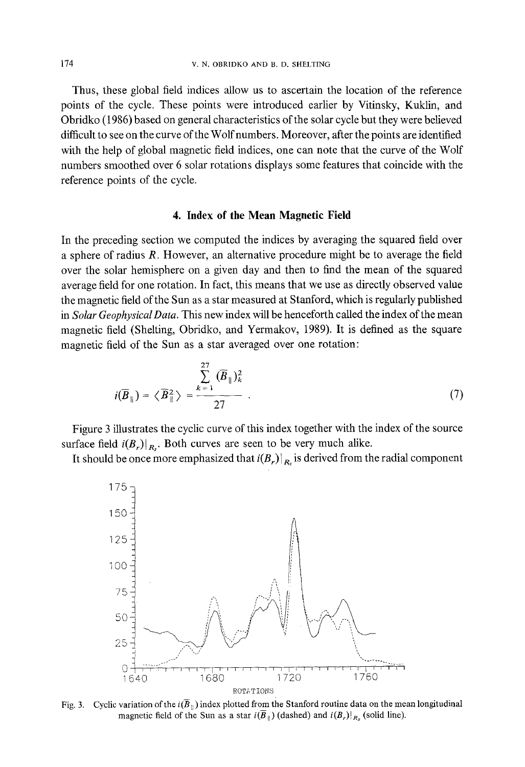Thus, these global field indices allow us to ascertain the location of the reference points of the cycle. These points were introduced earlier by Vitinsky, Kuklin, and Obridko (1986) based on general characteristics of the solar cycle but they were believed difficult to see on the curve of the Wolf numbers. Moreover, after the points are identified with the help of global magnetic field indices, one can note that the curve of the Wolf numbers smoothed over 6 solar rotations displays some features that coincide with the reference points of the cycle.

## 4. Index of the Mean Magnetic Field

In the preceding section we computed the indices by averaging the squared field over a sphere of radius $R$. However, an alternative procedure might be to average the field over the solar hemisphere on a given day and then to find the mean of the squared average field for one rotation. In fact, this means that we use as directly observed value the magnetic field of the Sun as a star measured at Stanford, which is regularly published in *Solar Geophysical Data*. This new index will be henceforth called the index of the mean magnetic field (Shelting, Obridko, and Yermakov, 1989). It is defined as the square magnetic field of the Sun as a star averaged over one rotation:

$$i(\bar{B}_{\parallel}) = \langle \bar{B}_{\parallel}^2 \rangle = \frac{\sum_{k=1}^{27} (\bar{B}_{\parallel})_k^2}{27} . \tag{7}$$

Figure 3 illustrates the cyclic curve of this index together with the index of the source surface field $i(B_r)|_{R_s}$. Both curves are seen to be very much alike.

It should be once more emphasized that $i(B_r)|_{R_s}$ is derived from the radial component

Fig. 3. Cyclic variation of the $i(\bar{B}_{\parallel})$ index plotted from the Stanford routine data on the mean longitudinal magnetic field of the Sun as a star $i(\bar{B}_{\parallel})$ (dashed) and $i(B_r)|_{R_s}$ (solid line).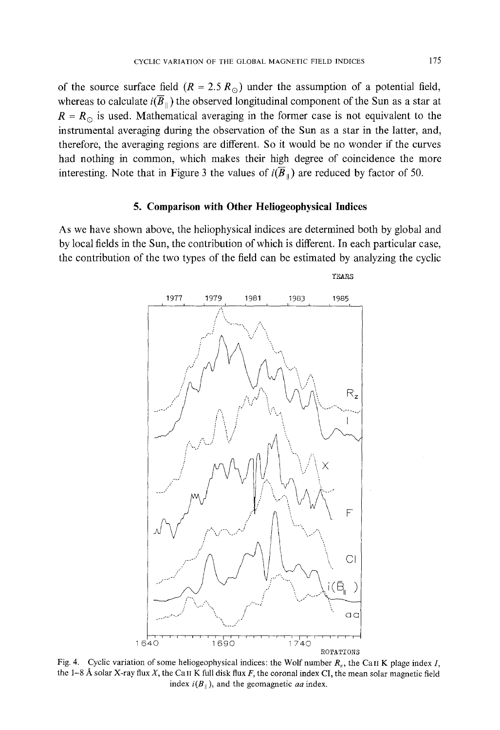of the source surface field ($R = 2.5\,R_\odot$) under the assumption of a potential field, whereas to calculate $i(\bar{B}_\parallel)$ the observed longitudinal component of the Sun as a star at $R = R_\odot$ is used. Mathematical averaging in the former case is not equivalent to the instrumental averaging during the observation of the Sun as a star in the latter, and, therefore, the averaging regions are different. So it would be no wonder if the curves had nothing in common, which makes their high degree of coincidence the more interesting. Note that in Figure 3 the values of $i(\bar{B}_\parallel)$ are reduced by factor of 50.

## 5. Comparison with Other Heliogeophysical Indices

As we have shown above, the heliophysical indices are determined both by global and by local fields in the Sun, the contribution of which is different. In each particular case, the contribution of the two types of the field can be estimated by analyzing the cyclic

Fig. 4. Cyclic variation of some heliogeophysical indices: the Wolf number $R_z$, the Ca II K plage index $I$, the 1–8 Å solar X-ray flux $X$, the Ca II K full disk flux $F$, the coronal index CI, the mean solar magnetic field index $i(B_\parallel)$, and the geomagnetic $aa$ index.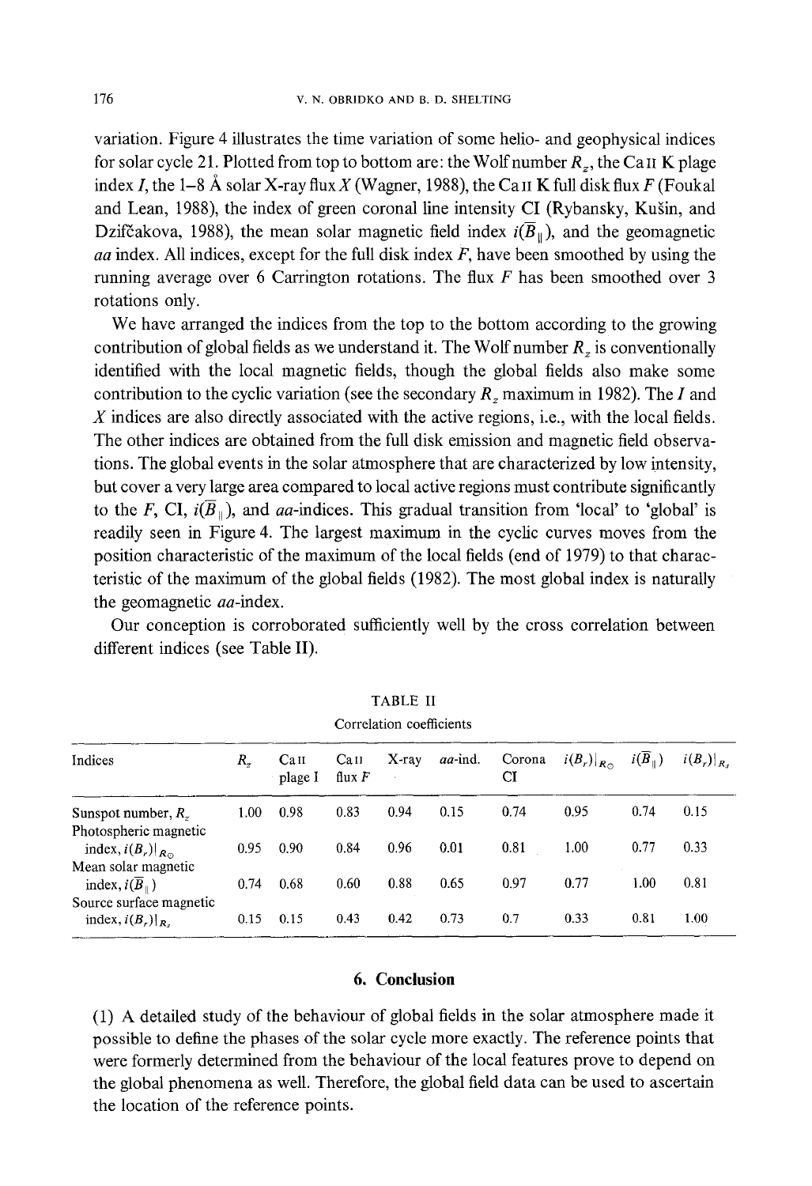variation. Figure 4 illustrates the time variation of some helio- and geophysical indices for solar cycle 21. Plotted from top to bottom are: the Wolf number $R_z$, the Ca II K plage index $I$, the 1–8 Å solar X-ray flux $X$ (Wagner, 1988), the Ca II K full disk flux $F$ (Foukal and Lean, 1988), the index of green coronal line intensity CI (Rybansky, Kušin, and Dzifčakova, 1988), the mean solar magnetic field index $i(\overline{B}_{\|})$, and the geomagnetic *aa* index. All indices, except for the full disk index $F$, have been smoothed by using the running average over 6 Carrington rotations. The flux $F$ has been smoothed over 3 rotations only.

We have arranged the indices from the top to the bottom according to the growing contribution of global fields as we understand it. The Wolf number $R_z$ is conventionally identified with the local magnetic fields, though the global fields also make some contribution to the cyclic variation (see the secondary $R_z$ maximum in 1982). The $I$ and $X$ indices are also directly associated with the active regions, i.e., with the local fields. The other indices are obtained from the full disk emission and magnetic field observations. The global events in the solar atmosphere that are characterized by low intensity, but cover a very large area compared to local active regions must contribute significantly to the $F$, CI, $i(\overline{B}_{\|})$, and *aa*-indices. This gradual transition from 'local' to 'global' is readily seen in Figure 4. The largest maximum in the cyclic curves moves from the position characteristic of the maximum of the local fields (end of 1979) to that characteristic of the maximum of the global fields (1982). The most global index is naturally the geomagnetic *aa*-index.

Our conception is corroborated sufficiently well by the cross correlation between different indices (see Table II).

TABLE II

Correlation coefficients

| Indices | $R_z$ | Ca II plage I | Ca II flux $F$ | X-ray | *aa*-ind. | Corona CI | $i(B_r)\|_{R_\odot}$ | $i(\overline{B}_{\|})$ | $i(B_r)\|_{R_s}$ |
|---|---|---|---|---|---|---|---|---|---|
| Sunspot number, $R_z$ | 1.00 | 0.98 | 0.83 | 0.94 | 0.15 | 0.74 | 0.95 | 0.74 | 0.15 |
| Photospheric magnetic index, $i(B_r)\|_{R_\odot}$ | 0.95 | 0.90 | 0.84 | 0.96 | 0.01 | 0.81 | 1.00 | 0.77 | 0.33 |
| Mean solar magnetic index, $i(\overline{B}_{\|})$ | 0.74 | 0.68 | 0.60 | 0.88 | 0.65 | 0.97 | 0.77 | 1.00 | 0.81 |
| Source surface magnetic index, $i(B_r)\|_{R_s}$ | 0.15 | 0.15 | 0.43 | 0.42 | 0.73 | 0.7 | 0.33 | 0.81 | 1.00 |

## 6. Conclusion

(1) A detailed study of the behaviour of global fields in the solar atmosphere made it possible to define the phases of the solar cycle more exactly. The reference points that were formerly determined from the behaviour of the local features prove to depend on the global phenomena as well. Therefore, the global field data can be used to ascertain the location of the reference points.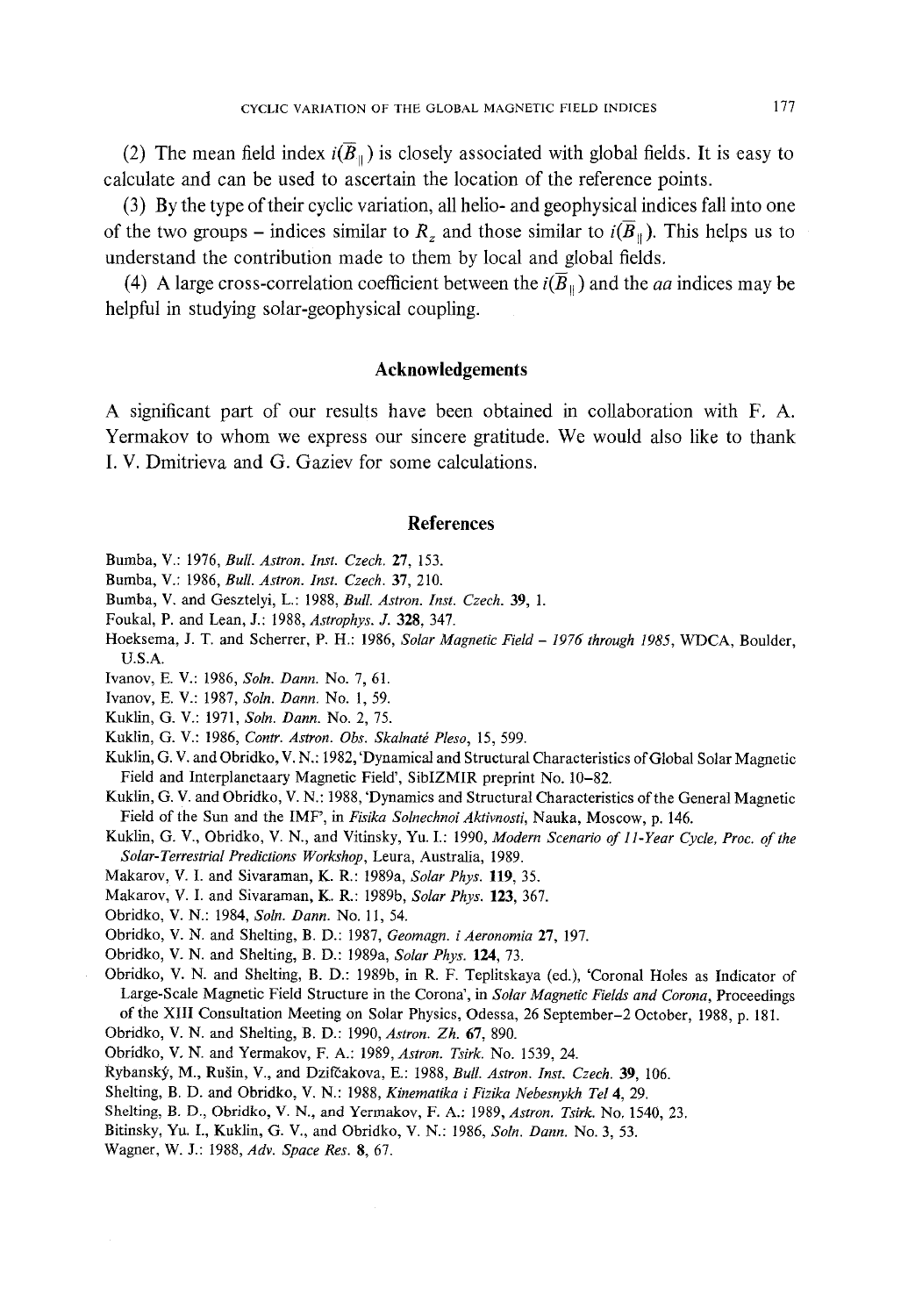(2) The mean field index $i(\overline{B}_{\|})$ is closely associated with global fields. It is easy to calculate and can be used to ascertain the location of the reference points.

(3) By the type of their cyclic variation, all helio- and geophysical indices fall into one of the two groups – indices similar to $R_z$ and those similar to $i(\overline{B}_{\|})$. This helps us to understand the contribution made to them by local and global fields.

(4) A large cross-correlation coefficient between the $i(\overline{B}_{\|})$ and the *aa* indices may be helpful in studying solar-geophysical coupling.

## Acknowledgements

A significant part of our results have been obtained in collaboration with F. A. Yermakov to whom we express our sincere gratitude. We would also like to thank I. V. Dmitrieva and G. Gaziev for some calculations.

## References

Bumba, V.: 1976, *Bull. Astron. Inst. Czech.* **27**, 153.

Bumba, V.: 1986, *Bull. Astron. Inst. Czech.* **37**, 210.

Bumba, V. and Gesztelyi, L.: 1988, *Bull. Astron. Inst. Czech.* **39**, 1.

Foukal, P. and Lean, J.: 1988, *Astrophys. J.* **328**, 347.

Hoeksema, J. T. and Scherrer, P. H.: 1986, *Solar Magnetic Field – 1976 through 1985*, WDCA, Boulder, U.S.A.

Ivanov, E. V.: 1986, *Soln. Dann.* No. 7, 61.

Ivanov, E. V.: 1987, *Soln. Dann.* No. 1, 59.

Kuklin, G. V.: 1971, *Soln. Dann.* No. 2, 75.

Kuklin, G. V.: 1986, *Contr. Astron. Obs. Skalnaté Pleso*, 15, 599.

Kuklin, G. V. and Obridko, V. N.: 1982, 'Dynamical and Structural Characteristics of Global Solar Magnetic Field and Interplanetaary Magnetic Field', SibIZMIR preprint No. 10–82.

Kuklin, G. V. and Obridko, V. N.: 1988, 'Dynamics and Structural Characteristics of the General Magnetic Field of the Sun and the IMF', in *Fisika Solnechnoi Aktivnosti*, Nauka, Moscow, p. 146.

Kuklin, G. V., Obridko, V. N., and Vitinsky, Yu. I.: 1990, *Modern Scenario of 11-Year Cycle, Proc. of the Solar-Terrestrial Predictions Workshop*, Leura, Australia, 1989.

Makarov, V. I. and Sivaraman, K. R.: 1989a, *Solar Phys.* **119**, 35.

Makarov, V. I. and Sivaraman, K. R.: 1989b, *Solar Phys.* **123**, 367.

Obridko, V. N.: 1984, *Soln. Dann.* No. 11, 54.

Obridko, V. N. and Shelting, B. D.: 1987, *Geomagn. i Aeronomia* **27**, 197.

Obridko, V. N. and Shelting, B. D.: 1989a, *Solar Phys.* **124**, 73.

Obridko, V. N. and Shelting, B. D.: 1989b, in R. F. Teplitskaya (ed.), 'Coronal Holes as Indicator of Large-Scale Magnetic Field Structure in the Corona', in *Solar Magnetic Fields and Corona*, Proceedings of the XIII Consultation Meeting on Solar Physics, Odessa, 26 September–2 October, 1988, p. 181.

Obridko, V. N. and Shelting, B. D.: 1990, *Astron. Zh.* **67**, 890.

Obridko, V. N. and Yermakov, F. A.: 1989, *Astron. Tsirk.* No. 1539, 24.

Rybanský, M., Rušin, V., and Dzifčakova, E.: 1988, *Bull. Astron. Inst. Czech.* **39**, 106.

Shelting, B. D. and Obridko, V. N.: 1988, *Kinematika i Fizika Nebesnykh Tel* **4**, 29.

Shelting, B. D., Obridko, V. N., and Yermakov, F. A.: 1989, *Astron. Tsirk.* No. 1540, 23.

Bitinsky, Yu. I., Kuklin, G. V., and Obridko, V. N.: 1986, *Soln. Dann.* No. 3, 53.

Wagner, W. J.: 1988, *Adv. Space Res.* **8**, 67.